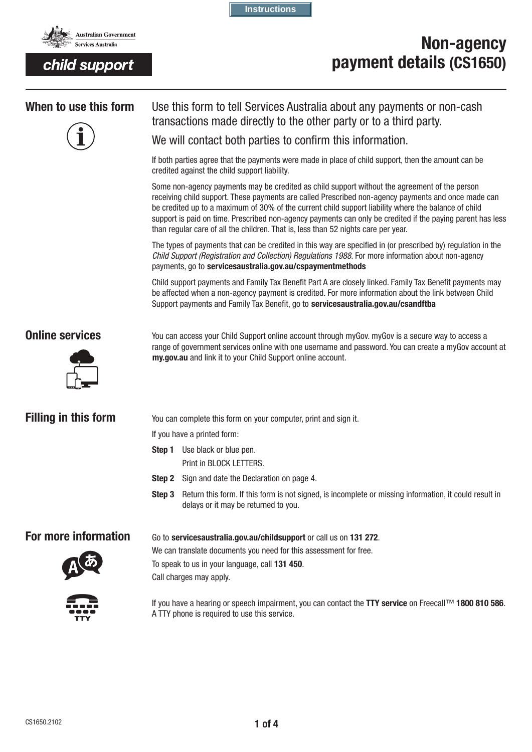Instructions

Australian Government
Services Australia

child support

# Non-agency payment details (CS1650)

## When to use this form

Use this form to tell Services Australia about any payments or non-cash transactions made directly to the other party or to a third party.

We will contact both parties to confirm this information.

If both parties agree that the payments were made in place of child support, then the amount can be credited against the child support liability.

Some non-agency payments may be credited as child support without the agreement of the person receiving child support. These payments are called Prescribed non-agency payments and once made can be credited up to a maximum of 30% of the current child support liability where the balance of child support is paid on time. Prescribed non-agency payments can only be credited if the paying parent has less than regular care of all the children. That is, less than 52 nights care per year.

The types of payments that can be credited in this way are specified in (or prescribed by) regulation in the *Child Support (Registration and Collection) Regulations 1988*. For more information about non-agency payments, go to **servicesaustralia.gov.au/cspaymentmethods**

Child support payments and Family Tax Benefit Part A are closely linked. Family Tax Benefit payments may be affected when a non-agency payment is credited. For more information about the link between Child Support payments and Family Tax Benefit, go to **servicesaustralia.gov.au/csandftba**

## Online services

You can access your Child Support online account through myGov. myGov is a secure way to access a range of government services online with one username and password. You can create a myGov account at **my.gov.au** and link it to your Child Support online account.

## Filling in this form

You can complete this form on your computer, print and sign it.

If you have a printed form:

**Step 1** Use black or blue pen.
Print in BLOCK LETTERS.

**Step 2** Sign and date the Declaration on page 4.

**Step 3** Return this form. If this form is not signed, is incomplete or missing information, it could result in delays or it may be returned to you.

## For more information

Go to **servicesaustralia.gov.au/childsupport** or call us on **131 272**.

We can translate documents you need for this assessment for free.

To speak to us in your language, call **131 450**.

Call charges may apply.

If you have a hearing or speech impairment, you can contact the **TTY service** on Freecall™ **1800 810 586**. A TTY phone is required to use this service.

CS1650.2102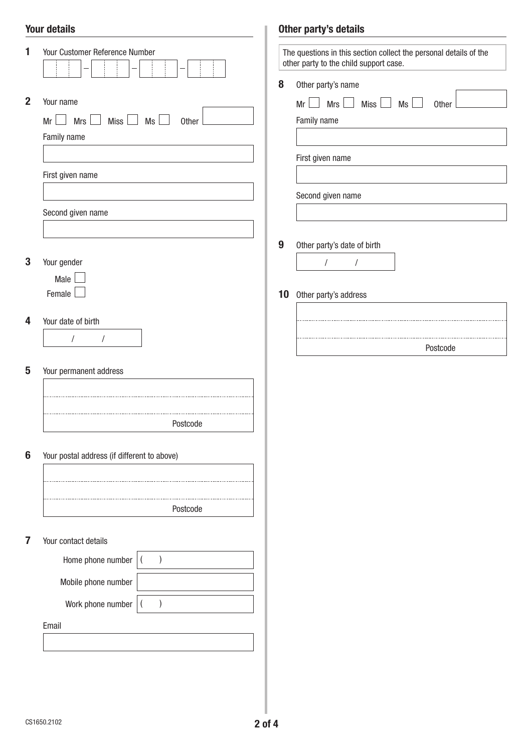## Your details

**1** Your Customer Reference Number

[ ] – [ ] – [ ] – [ ]

**2** Your name

Mr ☐ Mrs ☐ Miss ☐ Ms ☐ Other

Family name

First given name

Second given name

**3** Your gender

Male ☐

Female ☐

**4** Your date of birth

/ /

**5** Your permanent address

Postcode

**6** Your postal address (if different to above)

Postcode

**7** Your contact details

Home phone number ( )

Mobile phone number

Work phone number ( )

Email

## Other party's details

The questions in this section collect the personal details of the other party to the child support case.

**8** Other party's name

Mr ☐ Mrs ☐ Miss ☐ Ms ☐ Other

Family name

First given name

Second given name

**9** Other party's date of birth

/ /

**10** Other party's address

Postcode

CS1650.2102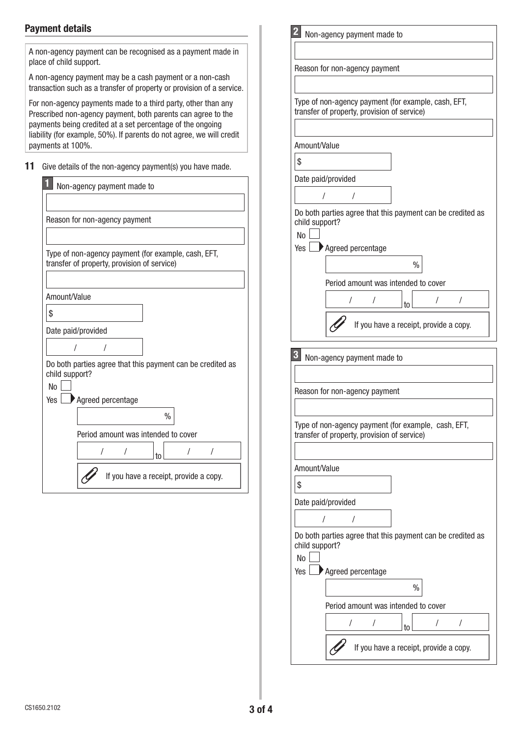## Payment details

A non-agency payment can be recognised as a payment made in place of child support.

A non-agency payment may be a cash payment or a non-cash transaction such as a transfer of property or provision of a service.

For non-agency payments made to a third party, other than any Prescribed non-agency payment, both parents can agree to the payments being credited at a set percentage of the ongoing liability (for example, 50%). If parents do not agree, we will credit payments at 100%.

**11** Give details of the non-agency payment(s) you have made.

**1** Non-agency payment made to

Reason for non-agency payment

Type of non-agency payment (for example, cash, EFT, transfer of property, provision of service)

Amount/Value

$

Date paid/provided

/ /

Do both parties agree that this payment can be credited as child support?

No ☐

Yes ☐ ▶ Agreed percentage

%

Period amount was intended to cover

/ / to / /

If you have a receipt, provide a copy.

**2** Non-agency payment made to

Reason for non-agency payment

Type of non-agency payment (for example, cash, EFT, transfer of property, provision of service)

Amount/Value

$

Date paid/provided

/ /

Do both parties agree that this payment can be credited as child support?

No ☐

Yes ☐ ▶ Agreed percentage

%

Period amount was intended to cover

/ / to / /

If you have a receipt, provide a copy.

**3** Non-agency payment made to

Reason for non-agency payment

Type of non-agency payment (for example, cash, EFT, transfer of property, provision of service)

Amount/Value

$

Date paid/provided

/ /

Do both parties agree that this payment can be credited as child support?

No ☐

Yes ☐ ▶ Agreed percentage

%

Period amount was intended to cover

/ / to / /

If you have a receipt, provide a copy.

CS1650.2102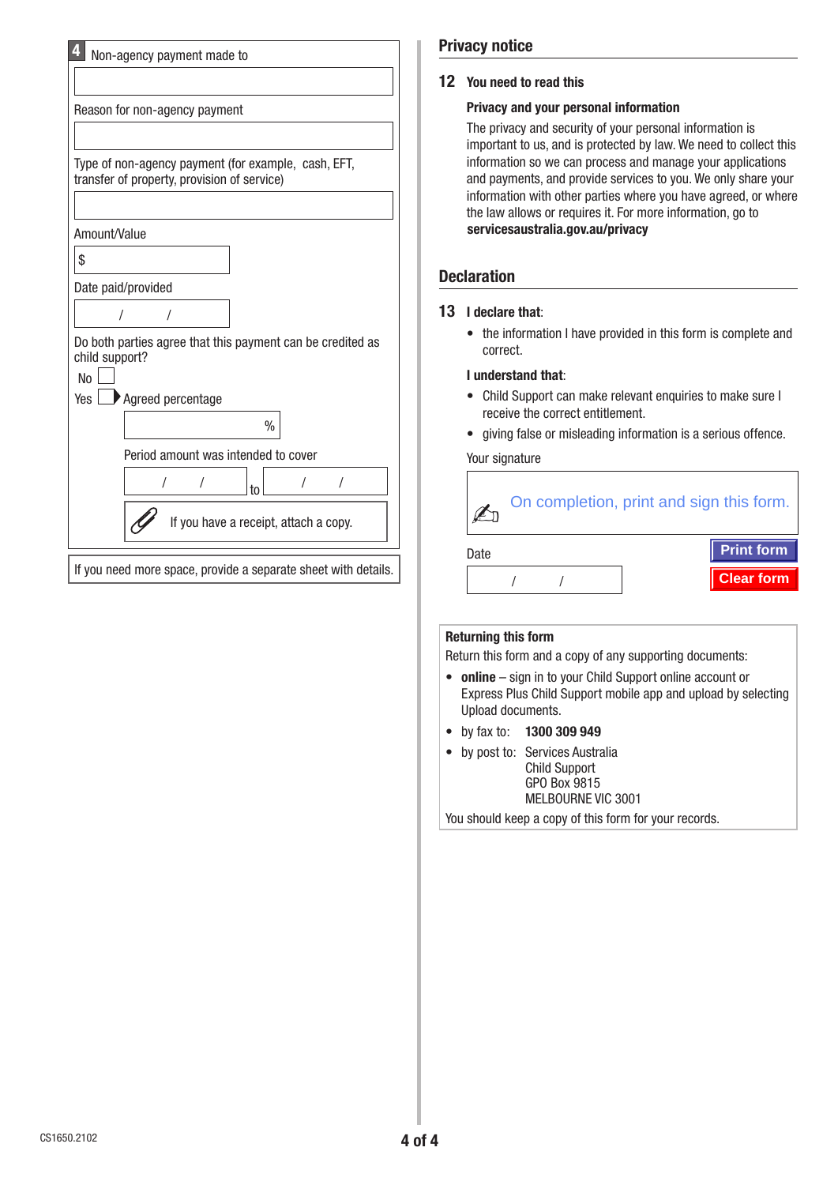**4** Non-agency payment made to

Reason for non-agency payment

Type of non-agency payment (for example, cash, EFT, transfer of property, provision of service)

Amount/Value

$

Date paid/provided

/ /

Do both parties agree that this payment can be credited as child support?

No

Yes ▶ Agreed percentage

%

Period amount was intended to cover

/ / to / /

If you have a receipt, attach a copy.

If you need more space, provide a separate sheet with details.

## Privacy notice

**12 You need to read this**

**Privacy and your personal information**

The privacy and security of your personal information is important to us, and is protected by law. We need to collect this information so we can process and manage your applications and payments, and provide services to you. We only share your information with other parties where you have agreed, or where the law allows or requires it. For more information, go to **servicesaustralia.gov.au/privacy**

## Declaration

**13 I declare that:**

- the information I have provided in this form is complete and correct.

**I understand that:**

- Child Support can make relevant enquiries to make sure I receive the correct entitlement.
- giving false or misleading information is a serious offence.

Your signature

On completion, print and sign this form.

Date

/ /

Print form

Clear form

**Returning this form**

Return this form and a copy of any supporting documents:

- **online** – sign in to your Child Support online account or Express Plus Child Support mobile app and upload by selecting Upload documents.
- by fax to: **1300 309 949**
- by post to: Services Australia
  Child Support
  GPO Box 9815
  MELBOURNE VIC 3001

You should keep a copy of this form for your records.

CS1650.2102